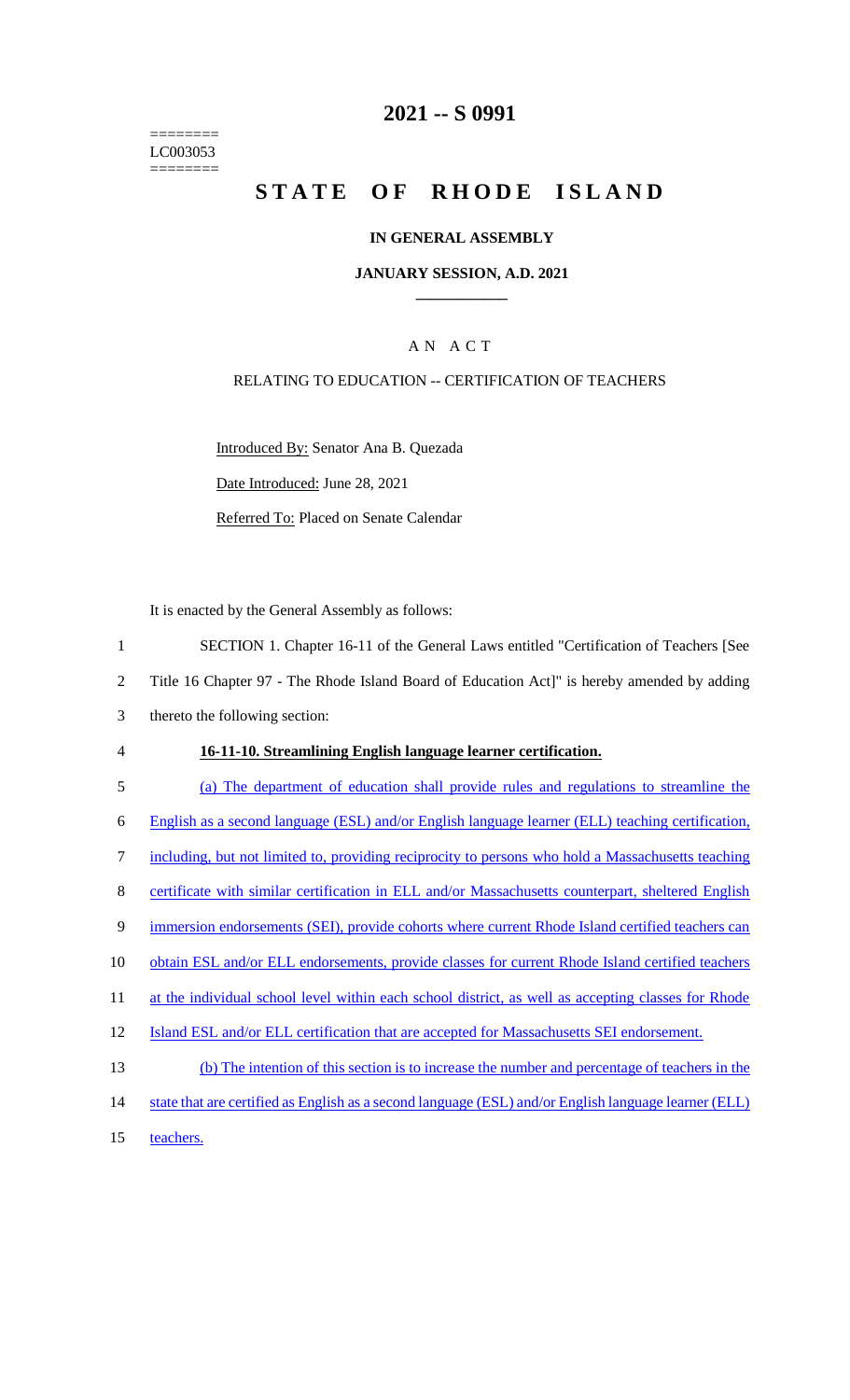========
LC003053
========

# 2021 -- S 0991

# STATE OF RHODE ISLAND

## IN GENERAL ASSEMBLY

### JANUARY SESSION, A.D. 2021

### AN ACT

RELATING TO EDUCATION -- CERTIFICATION OF TEACHERS

Introduced By: Senator Ana B. Quezada

Date Introduced: June 28, 2021

Referred To: Placed on Senate Calendar

It is enacted by the General Assembly as follows:

1 SECTION 1. Chapter 16-11 of the General Laws entitled "Certification of Teachers [See
2 Title 16 Chapter 97 - The Rhode Island Board of Education Act]" is hereby amended by adding
3 thereto the following section:

4 **16-11-10. Streamlining English language learner certification.**

5 (a) The department of education shall provide rules and regulations to streamline the
6 English as a second language (ESL) and/or English language learner (ELL) teaching certification,
7 including, but not limited to, providing reciprocity to persons who hold a Massachusetts teaching
8 certificate with similar certification in ELL and/or Massachusetts counterpart, sheltered English
9 immersion endorsements (SEI), provide cohorts where current Rhode Island certified teachers can
10 obtain ESL and/or ELL endorsements, provide classes for current Rhode Island certified teachers
11 at the individual school level within each school district, as well as accepting classes for Rhode
12 Island ESL and/or ELL certification that are accepted for Massachusetts SEI endorsement.

13 (b) The intention of this section is to increase the number and percentage of teachers in the
14 state that are certified as English as a second language (ESL) and/or English language learner (ELL)
15 teachers.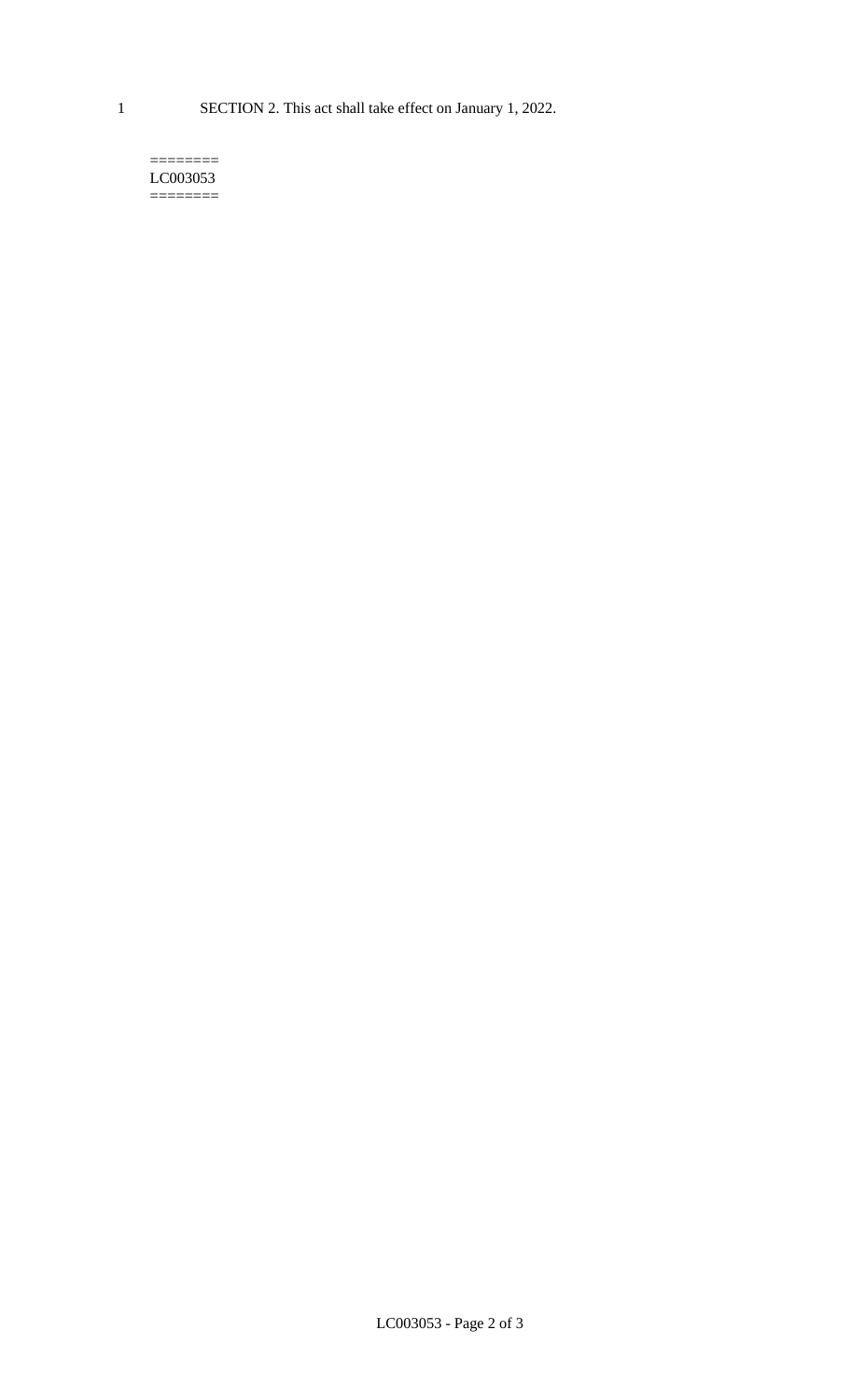1 SECTION 2. This act shall take effect on January 1, 2022.

========
LC003053
========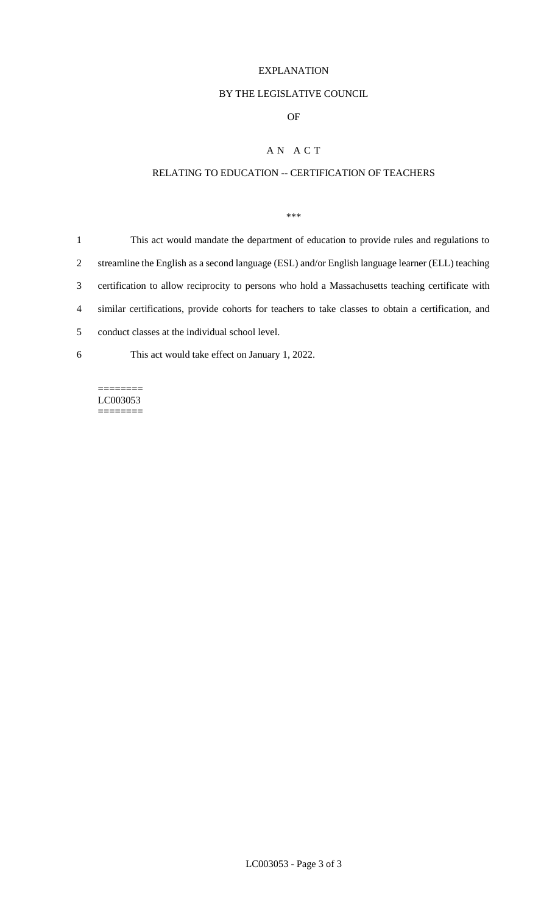EXPLANATION

BY THE LEGISLATIVE COUNCIL

OF

A N A C T

RELATING TO EDUCATION -- CERTIFICATION OF TEACHERS

\*\*\*

1 This act would mandate the department of education to provide rules and regulations to
2 streamline the English as a second language (ESL) and/or English language learner (ELL) teaching
3 certification to allow reciprocity to persons who hold a Massachusetts teaching certificate with
4 similar certifications, provide cohorts for teachers to take classes to obtain a certification, and
5 conduct classes at the individual school level.

6 This act would take effect on January 1, 2022.

========
LC003053
========